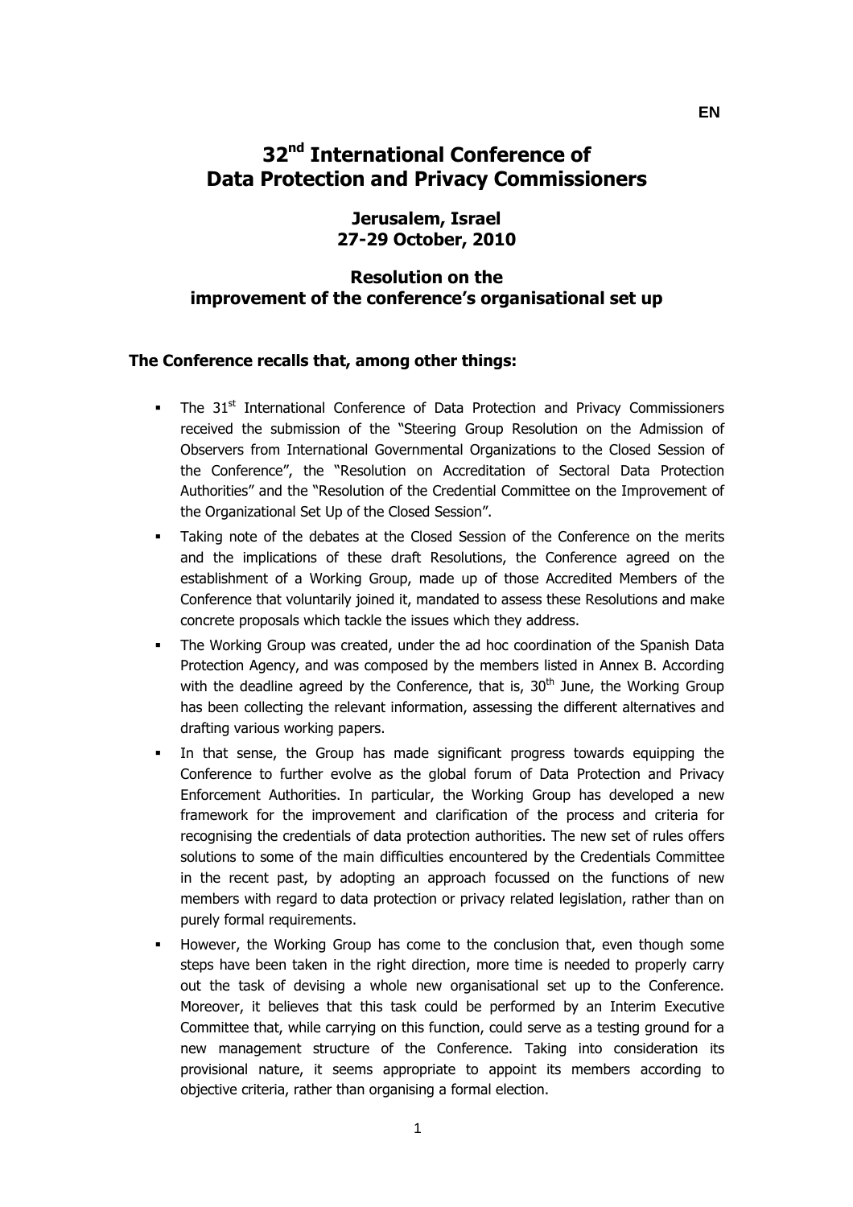EN

# 32nd International Conference of Data Protection and Privacy Commissioners

## Jerusalem, Israel
## 27-29 October, 2010

## Resolution on the improvement of the conference's organisational set up

**The Conference recalls that, among other things:**

- The 31st International Conference of Data Protection and Privacy Commissioners received the submission of the "Steering Group Resolution on the Admission of Observers from International Governmental Organizations to the Closed Session of the Conference", the "Resolution on Accreditation of Sectoral Data Protection Authorities" and the "Resolution of the Credential Committee on the Improvement of the Organizational Set Up of the Closed Session".
- Taking note of the debates at the Closed Session of the Conference on the merits and the implications of these draft Resolutions, the Conference agreed on the establishment of a Working Group, made up of those Accredited Members of the Conference that voluntarily joined it, mandated to assess these Resolutions and make concrete proposals which tackle the issues which they address.
- The Working Group was created, under the ad hoc coordination of the Spanish Data Protection Agency, and was composed by the members listed in Annex B. According with the deadline agreed by the Conference, that is, 30th June, the Working Group has been collecting the relevant information, assessing the different alternatives and drafting various working papers.
- In that sense, the Group has made significant progress towards equipping the Conference to further evolve as the global forum of Data Protection and Privacy Enforcement Authorities. In particular, the Working Group has developed a new framework for the improvement and clarification of the process and criteria for recognising the credentials of data protection authorities. The new set of rules offers solutions to some of the main difficulties encountered by the Credentials Committee in the recent past, by adopting an approach focussed on the functions of new members with regard to data protection or privacy related legislation, rather than on purely formal requirements.
- However, the Working Group has come to the conclusion that, even though some steps have been taken in the right direction, more time is needed to properly carry out the task of devising a whole new organisational set up to the Conference. Moreover, it believes that this task could be performed by an Interim Executive Committee that, while carrying on this function, could serve as a testing ground for a new management structure of the Conference. Taking into consideration its provisional nature, it seems appropriate to appoint its members according to objective criteria, rather than organising a formal election.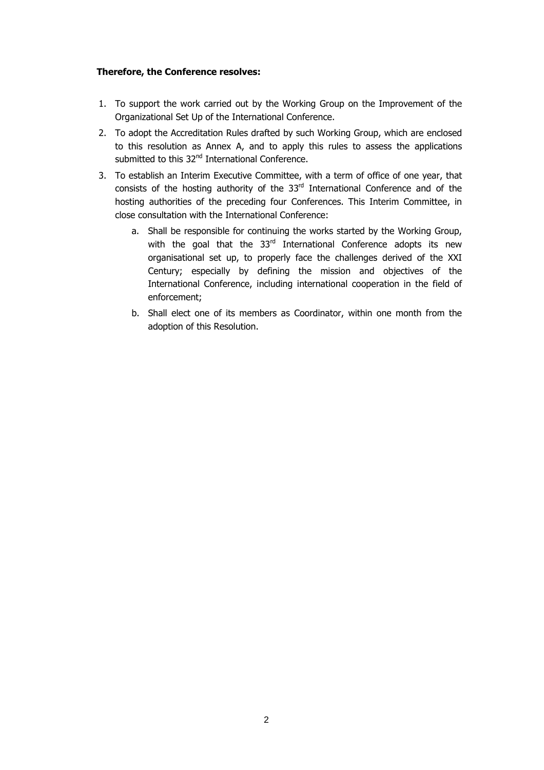**Therefore, the Conference resolves:**

1. To support the work carried out by the Working Group on the Improvement of the Organizational Set Up of the International Conference.
2. To adopt the Accreditation Rules drafted by such Working Group, which are enclosed to this resolution as Annex A, and to apply this rules to assess the applications submitted to this 32nd International Conference.
3. To establish an Interim Executive Committee, with a term of office of one year, that consists of the hosting authority of the 33rd International Conference and of the hosting authorities of the preceding four Conferences. This Interim Committee, in close consultation with the International Conference:
   a. Shall be responsible for continuing the works started by the Working Group, with the goal that the 33rd International Conference adopts its new organisational set up, to properly face the challenges derived of the XXI Century; especially by defining the mission and objectives of the International Conference, including international cooperation in the field of enforcement;
   b. Shall elect one of its members as Coordinator, within one month from the adoption of this Resolution.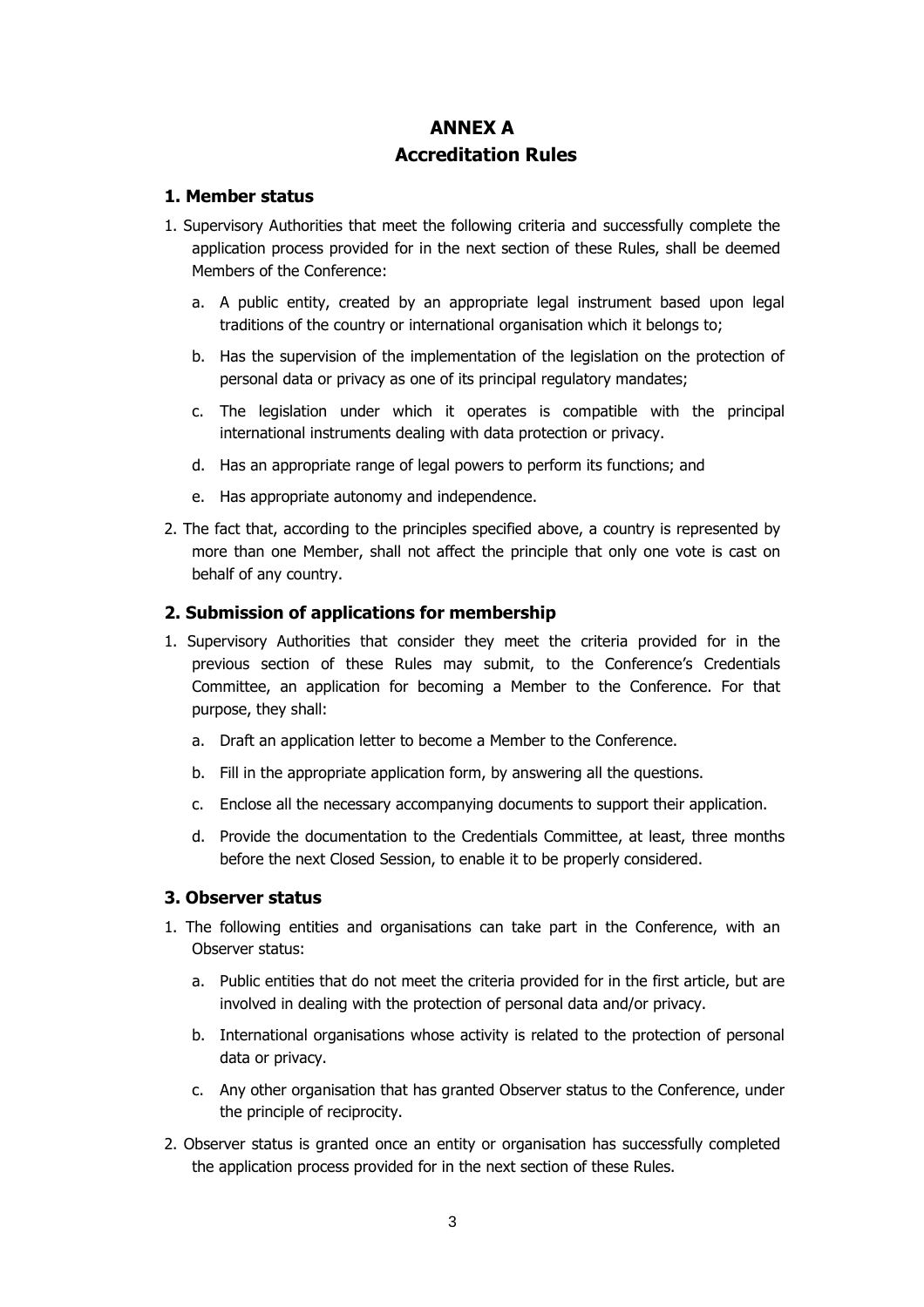# ANNEX A
# Accreditation Rules

## 1. Member status

1. Supervisory Authorities that meet the following criteria and successfully complete the application process provided for in the next section of these Rules, shall be deemed Members of the Conference:

   a. A public entity, created by an appropriate legal instrument based upon legal traditions of the country or international organisation which it belongs to;

   b. Has the supervision of the implementation of the legislation on the protection of personal data or privacy as one of its principal regulatory mandates;

   c. The legislation under which it operates is compatible with the principal international instruments dealing with data protection or privacy.

   d. Has an appropriate range of legal powers to perform its functions; and

   e. Has appropriate autonomy and independence.

2. The fact that, according to the principles specified above, a country is represented by more than one Member, shall not affect the principle that only one vote is cast on behalf of any country.

## 2. Submission of applications for membership

1. Supervisory Authorities that consider they meet the criteria provided for in the previous section of these Rules may submit, to the Conference's Credentials Committee, an application for becoming a Member to the Conference. For that purpose, they shall:

   a. Draft an application letter to become a Member to the Conference.

   b. Fill in the appropriate application form, by answering all the questions.

   c. Enclose all the necessary accompanying documents to support their application.

   d. Provide the documentation to the Credentials Committee, at least, three months before the next Closed Session, to enable it to be properly considered.

## 3. Observer status

1. The following entities and organisations can take part in the Conference, with an Observer status:

   a. Public entities that do not meet the criteria provided for in the first article, but are involved in dealing with the protection of personal data and/or privacy.

   b. International organisations whose activity is related to the protection of personal data or privacy.

   c. Any other organisation that has granted Observer status to the Conference, under the principle of reciprocity.

2. Observer status is granted once an entity or organisation has successfully completed the application process provided for in the next section of these Rules.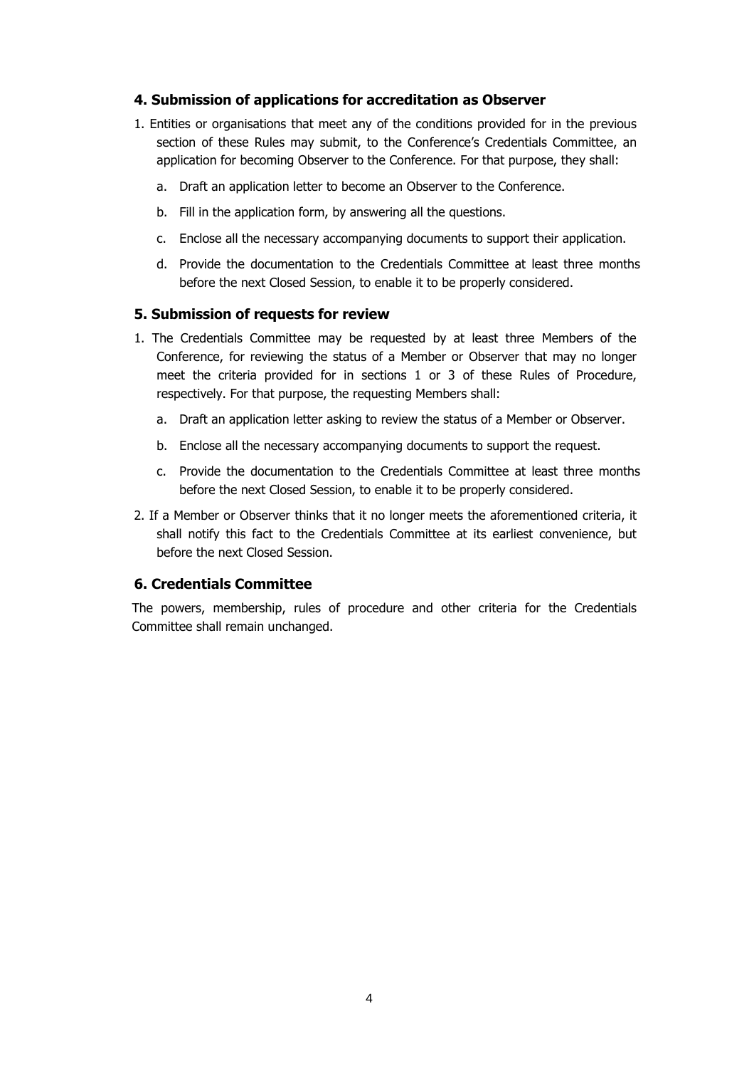## 4. Submission of applications for accreditation as Observer

1. Entities or organisations that meet any of the conditions provided for in the previous section of these Rules may submit, to the Conference's Credentials Committee, an application for becoming Observer to the Conference. For that purpose, they shall:
   a. Draft an application letter to become an Observer to the Conference.
   b. Fill in the application form, by answering all the questions.
   c. Enclose all the necessary accompanying documents to support their application.
   d. Provide the documentation to the Credentials Committee at least three months before the next Closed Session, to enable it to be properly considered.

## 5. Submission of requests for review

1. The Credentials Committee may be requested by at least three Members of the Conference, for reviewing the status of a Member or Observer that may no longer meet the criteria provided for in sections 1 or 3 of these Rules of Procedure, respectively. For that purpose, the requesting Members shall:
   a. Draft an application letter asking to review the status of a Member or Observer.
   b. Enclose all the necessary accompanying documents to support the request.
   c. Provide the documentation to the Credentials Committee at least three months before the next Closed Session, to enable it to be properly considered.
2. If a Member or Observer thinks that it no longer meets the aforementioned criteria, it shall notify this fact to the Credentials Committee at its earliest convenience, but before the next Closed Session.

## 6. Credentials Committee

The powers, membership, rules of procedure and other criteria for the Credentials Committee shall remain unchanged.